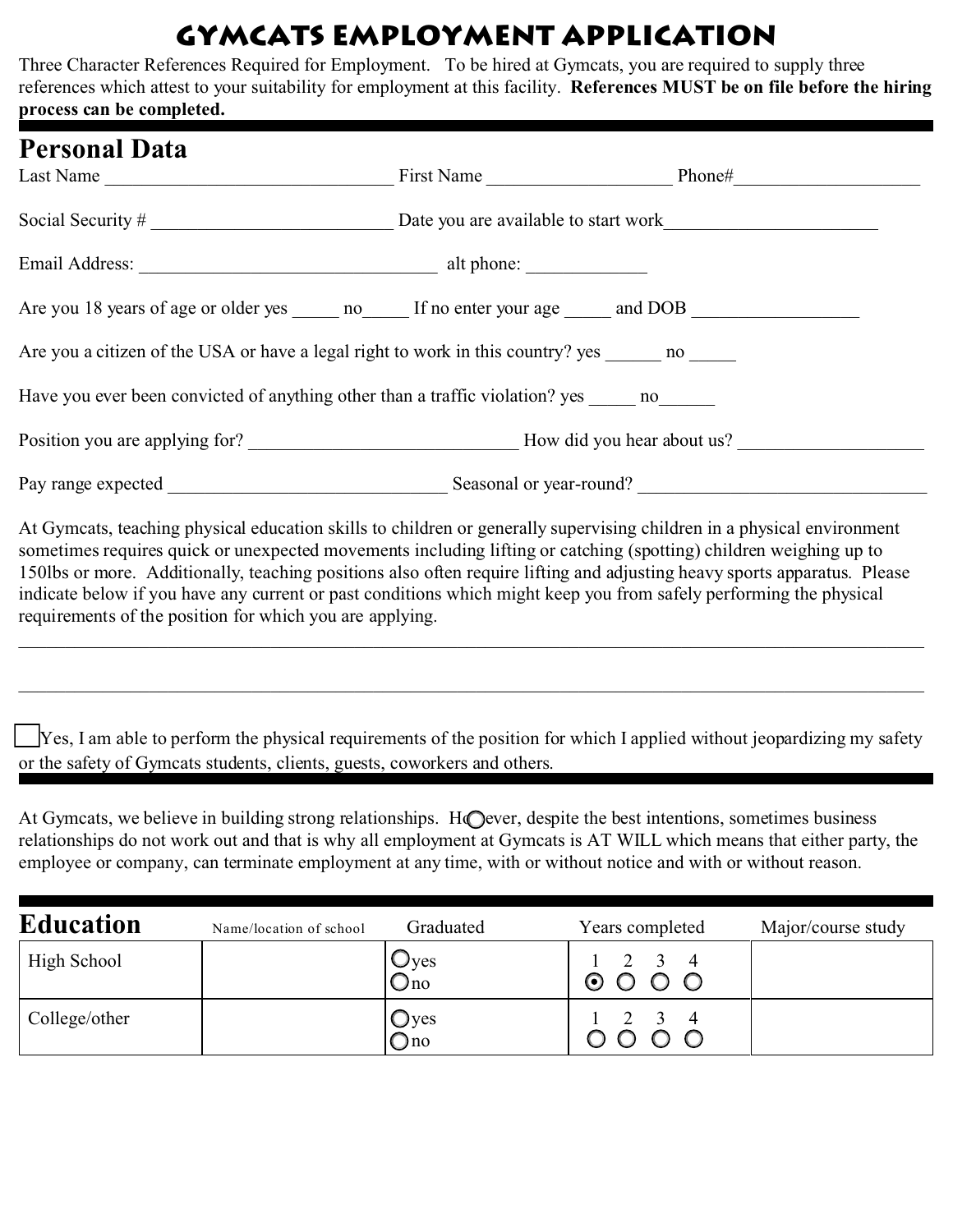# GYMCATS EMPLOYMENT APPLICATION

Three Character References Required for Employment. To be hired at Gymcats, you are required to supply three references which attest to your suitability for employment at this facility. **References MUST be on file before the hiring process can be completed.**

## Personal Data

Last Name ______________________________ First Name __________________ Phone#__________________

Social Security # ________________________ Date you are available to start work_____________________

Email Address: ______________________________ alt phone: ____________

Are you 18 years of age or older yes _____ no_____ If no enter your age _____ and DOB ________________

Are you a citizen of the USA or have a legal right to work in this country? yes ______ no _____

Have you ever been convicted of anything other than a traffic violation? yes _____ no______

Position you are applying for? ____________________________ How did you hear about us? __________________

Pay range expected ____________________________ Seasonal or year-round? ______________________________

At Gymcats, teaching physical education skills to children or generally supervising children in a physical environment sometimes requires quick or unexpected movements including lifting or catching (spotting) children weighing up to 150lbs or more. Additionally, teaching positions also often require lifting and adjusting heavy sports apparatus. Please indicate below if you have any current or past conditions which might keep you from safely performing the physical requirements of the position for which you are applying.

______________________________________________________________________________________________

______________________________________________________________________________________________

☐ Yes, I am able to perform the physical requirements of the position for which I applied without jeopardizing my safety or the safety of Gymcats students, clients, guests, coworkers and others.

At Gymcats, we believe in building strong relationships. However, despite the best intentions, sometimes business relationships do not work out and that is why all employment at Gymcats is AT WILL which means that either party, the employee or company, can terminate employment at any time, with or without notice and with or without reason.

## Education

| Education | Name/location of school | Graduated | Years completed | Major/course study |
|---|---|---|---|---|
| High School | | ○ yes ○ no | 1 ◉ 2 ○ 3 ○ 4 ○ | |
| College/other | | ○ yes ○ no | 1 ○ 2 ○ 3 ○ 4 ○ | |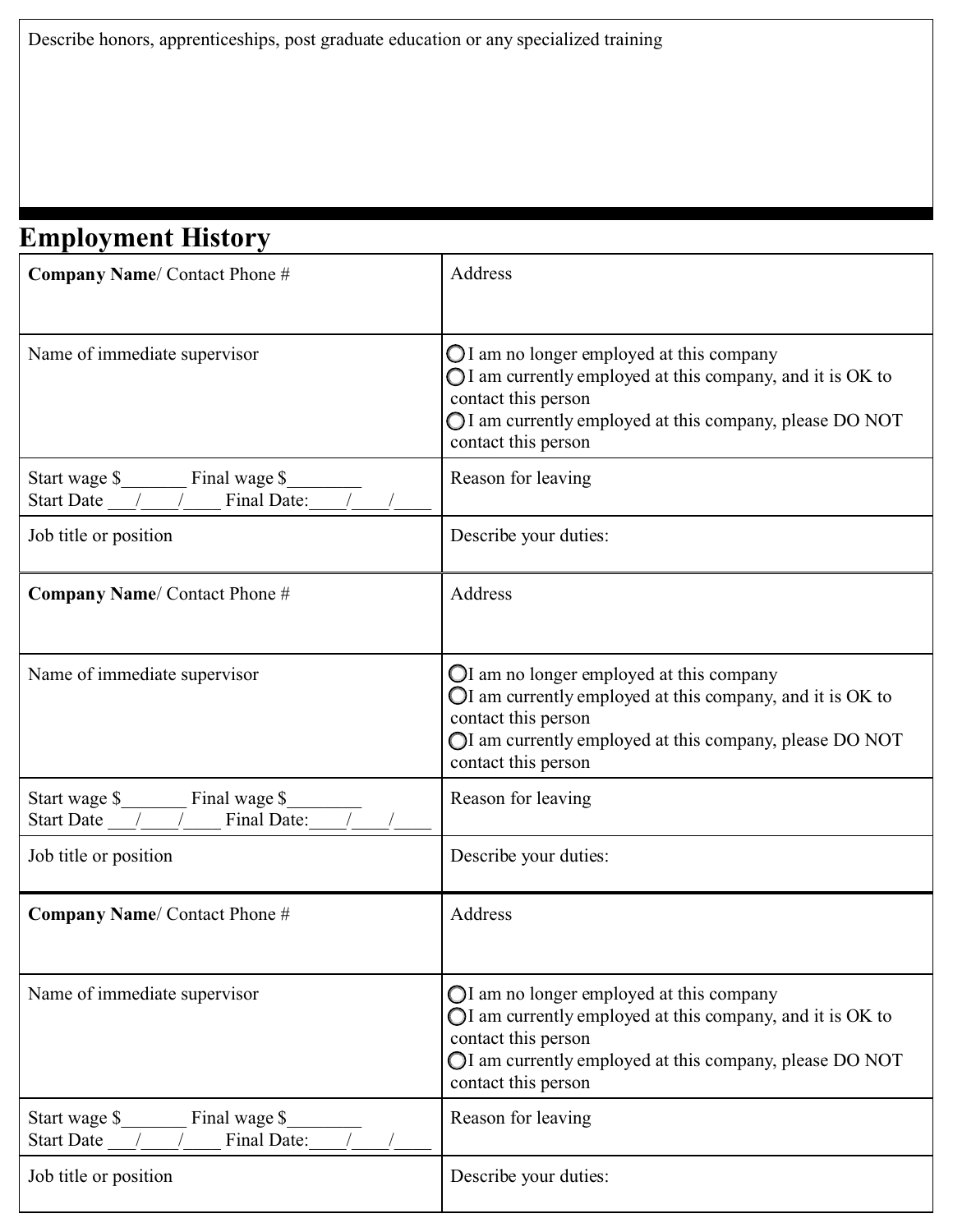| Describe honors, apprenticeships, post graduate education or any specialized training |
| --- |
| |

## Employment History

| **Company Name**/ Contact Phone # | Address |
| --- | --- |
| Name of immediate supervisor | ◯ I am no longer employed at this company<br>◯ I am currently employed at this company, and it is OK to contact this person<br>◯ I am currently employed at this company, please DO NOT contact this person |
| Start wage $_______ Final wage $________<br>Start Date ___/____/____ Final Date:____/____/____ | Reason for leaving |
| Job title or position | Describe your duties: |
| **Company Name**/ Contact Phone # | Address |
| Name of immediate supervisor | ◯ I am no longer employed at this company<br>◯ I am currently employed at this company, and it is OK to contact this person<br>◯ I am currently employed at this company, please DO NOT contact this person |
| Start wage $_______ Final wage $________<br>Start Date ___/____/____ Final Date:____/____/____ | Reason for leaving |
| Job title or position | Describe your duties: |
| **Company Name**/ Contact Phone # | Address |
| Name of immediate supervisor | ◯ I am no longer employed at this company<br>◯ I am currently employed at this company, and it is OK to contact this person<br>◯ I am currently employed at this company, please DO NOT contact this person |
| Start wage $_______ Final wage $________<br>Start Date ___/____/____ Final Date:____/____/____ | Reason for leaving |
| Job title or position | Describe your duties: |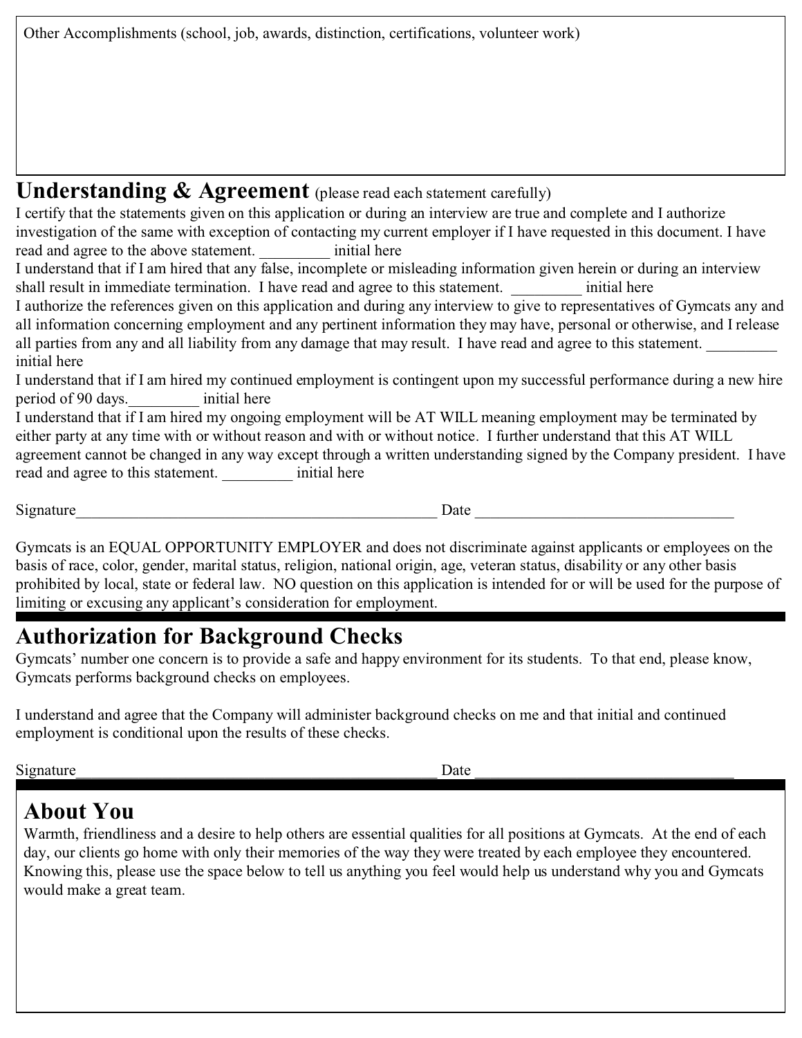Other Accomplishments (school, job, awards, distinction, certifications, volunteer work)

## Understanding & Agreement (please read each statement carefully)

I certify that the statements given on this application or during an interview are true and complete and I authorize investigation of the same with exception of contacting my current employer if I have requested in this document. I have read and agree to the above statement. _________ initial here

I understand that if I am hired that any false, incomplete or misleading information given herein or during an interview shall result in immediate termination. I have read and agree to this statement. _________ initial here

I authorize the references given on this application and during any interview to give to representatives of Gymcats any and all information concerning employment and any pertinent information they may have, personal or otherwise, and I release all parties from any and all liability from any damage that may result. I have read and agree to this statement. _________ initial here

I understand that if I am hired my continued employment is contingent upon my successful performance during a new hire period of 90 days._________ initial here

I understand that if I am hired my ongoing employment will be AT WILL meaning employment may be terminated by either party at any time with or without reason and with or without notice. I further understand that this AT WILL agreement cannot be changed in any way except through a written understanding signed by the Company president. I have read and agree to this statement. _________ initial here

Signature_______________________________________________ Date __________________________________

Gymcats is an EQUAL OPPORTUNITY EMPLOYER and does not discriminate against applicants or employees on the basis of race, color, gender, marital status, religion, national origin, age, veteran status, disability or any other basis prohibited by local, state or federal law. NO question on this application is intended for or will be used for the purpose of limiting or excusing any applicant's consideration for employment.

## Authorization for Background Checks

Gymcats' number one concern is to provide a safe and happy environment for its students. To that end, please know, Gymcats performs background checks on employees.

I understand and agree that the Company will administer background checks on me and that initial and continued employment is conditional upon the results of these checks.

Signature_______________________________________________ Date __________________________________

## About You

Warmth, friendliness and a desire to help others are essential qualities for all positions at Gymcats. At the end of each day, our clients go home with only their memories of the way they were treated by each employee they encountered. Knowing this, please use the space below to tell us anything you feel would help us understand why you and Gymcats would make a great team.